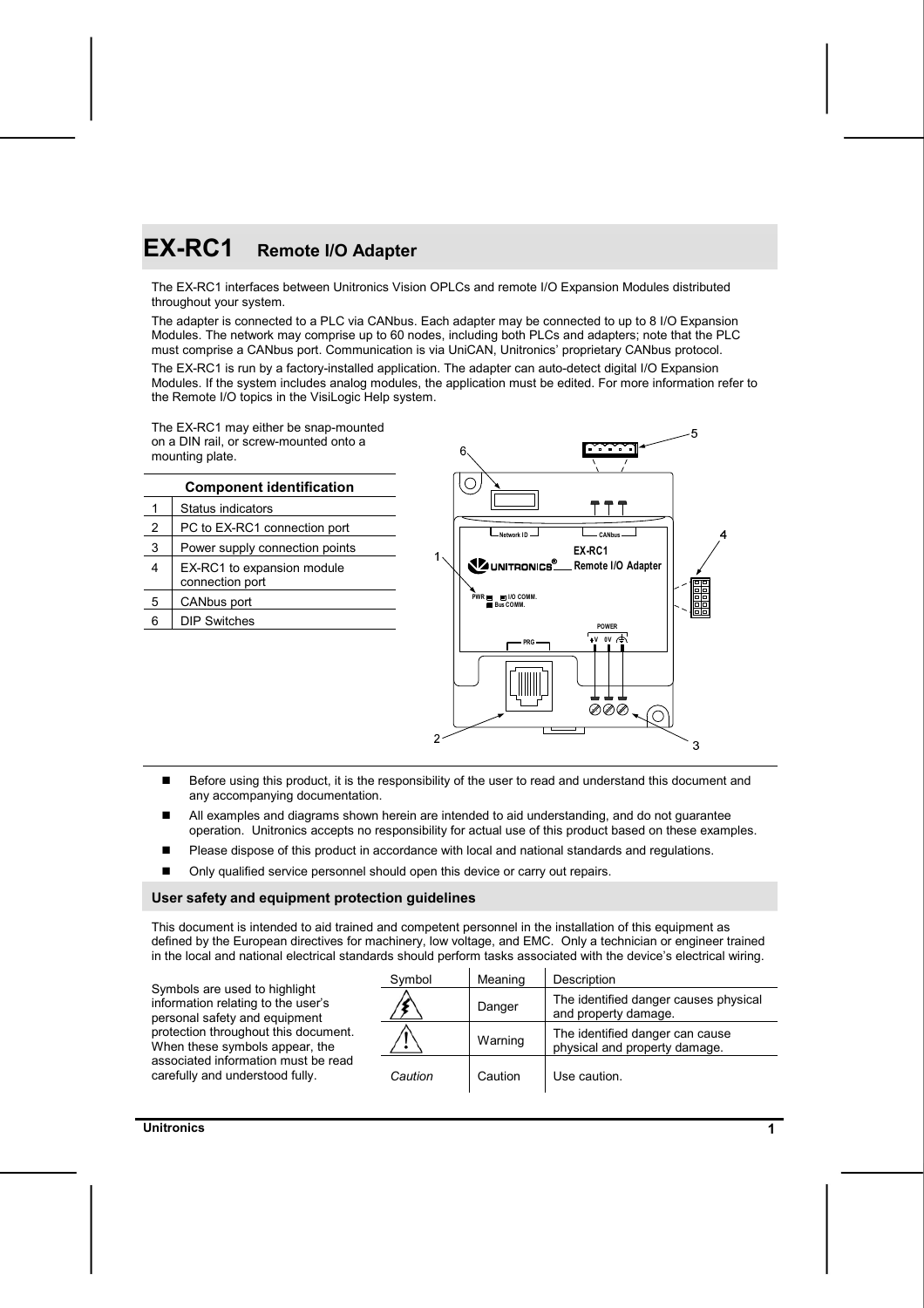# EX-RC1 Remote I/O Adapter

The EX-RC1 interfaces between Unitronics Vision OPLCs and remote I/O Expansion Modules distributed throughout your system.

The adapter is connected to a PLC via CANbus. Each adapter may be connected to up to 8 I/O Expansion Modules. The network may comprise up to 60 nodes, including both PLCs and adapters; note that the PLC must comprise a CANbus port. Communication is via UniCAN, Unitronics' proprietary CANbus protocol.

The EX-RC1 is run by a factory-installed application. The adapter can auto-detect digital I/O Expansion Modules. If the system includes analog modules, the application must be edited. For more information refer to the Remote I/O topics in the VisiLogic Help system.

The EX-RC1 may either be snap-mounted on a DIN rail, or screw-mounted onto a mounting plate.

| Component identification | |
|---|---|
| 1 | Status indicators |
| 2 | PC to EX-RC1 connection port |
| 3 | Power supply connection points |
| 4 | EX-RC1 to expansion module connection port |
| 5 | CANbus port |
| 6 | DIP Switches |

- Before using this product, it is the responsibility of the user to read and understand this document and any accompanying documentation.
- All examples and diagrams shown herein are intended to aid understanding, and do not guarantee operation. Unitronics accepts no responsibility for actual use of this product based on these examples.
- Please dispose of this product in accordance with local and national standards and regulations.
- Only qualified service personnel should open this device or carry out repairs.

## User safety and equipment protection guidelines

This document is intended to aid trained and competent personnel in the installation of this equipment as defined by the European directives for machinery, low voltage, and EMC. Only a technician or engineer trained in the local and national electrical standards should perform tasks associated with the device's electrical wiring.

Symbols are used to highlight information relating to the user's personal safety and equipment protection throughout this document. When these symbols appear, the associated information must be read carefully and understood fully.

| Symbol | Meaning | Description |
|---|---|---|
| ⚡ | Danger | The identified danger causes physical and property damage. |
| ⚠ | Warning | The identified danger can cause physical and property damage. |
| *Caution* | Caution | Use caution. |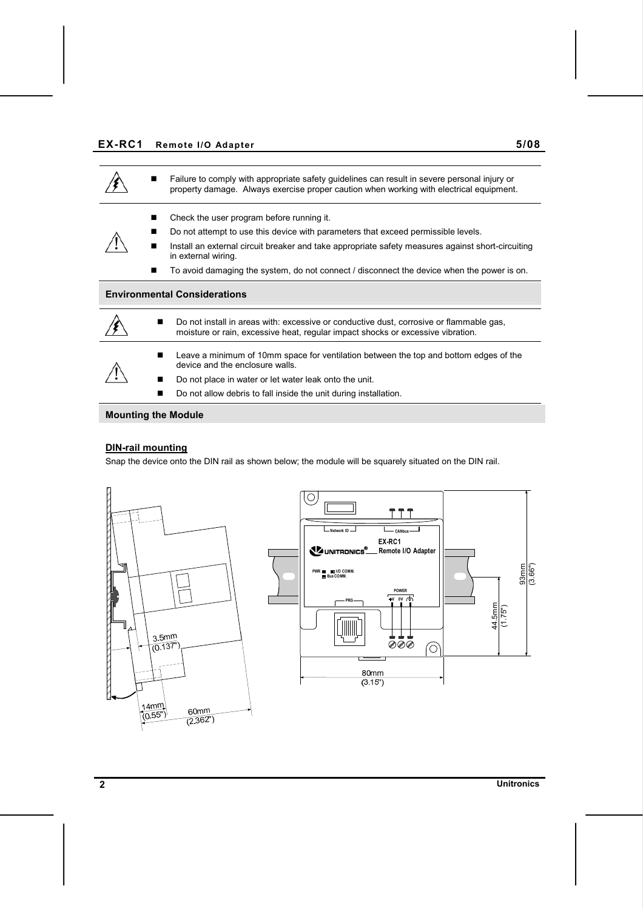- Failure to comply with appropriate safety guidelines can result in severe personal injury or property damage. Always exercise proper caution when working with electrical equipment.

- Check the user program before running it.
- Do not attempt to use this device with parameters that exceed permissible levels.
- Install an external circuit breaker and take appropriate safety measures against short-circuiting in external wiring.
- To avoid damaging the system, do not connect / disconnect the device when the power is on.

## Environmental Considerations

- Do not install in areas with: excessive or conductive dust, corrosive or flammable gas, moisture or rain, excessive heat, regular impact shocks or excessive vibration.

- Leave a minimum of 10mm space for ventilation between the top and bottom edges of the device and the enclosure walls.
- Do not place in water or let water leak onto the unit.
- Do not allow debris to fall inside the unit during installation.

## Mounting the Module

### DIN-rail mounting

Snap the device onto the DIN rail as shown below; the module will be squarely situated on the DIN rail.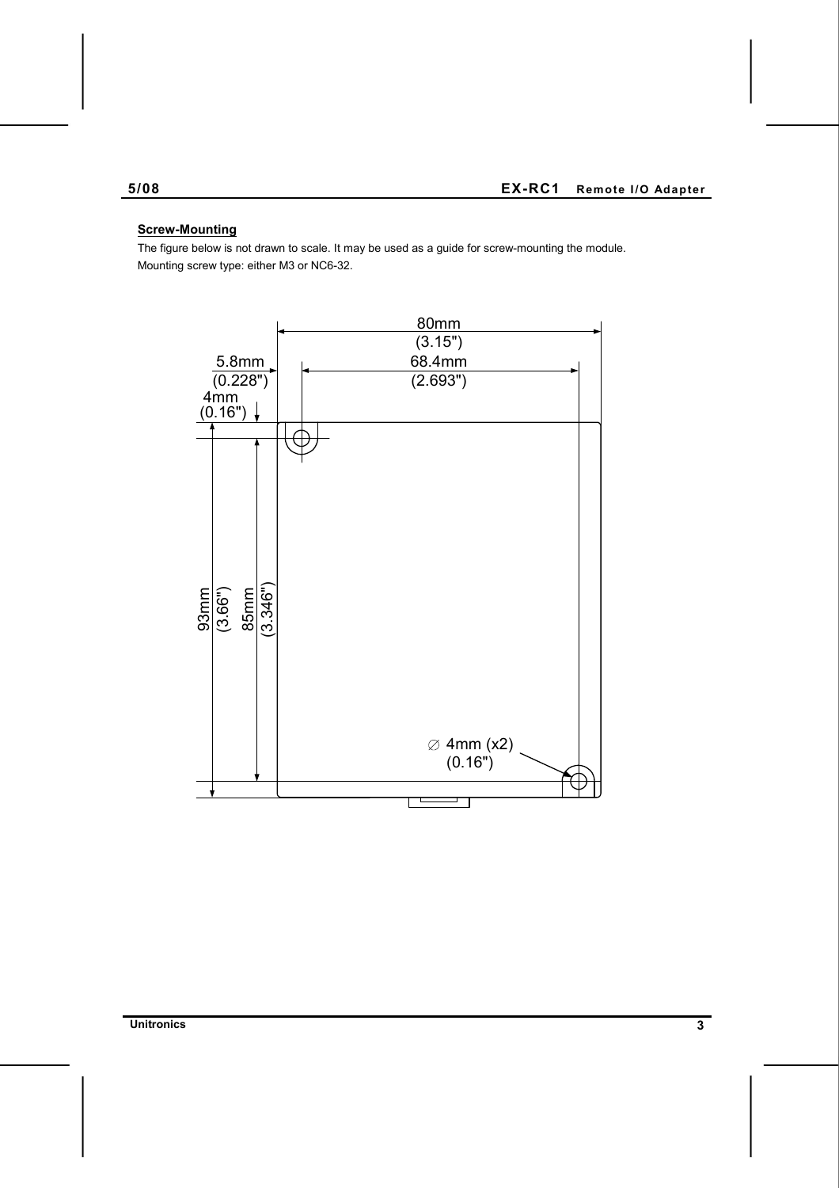## Screw-Mounting

The figure below is not drawn to scale. It may be used as a guide for screw-mounting the module.
Mounting screw type: either M3 or NC6-32.

80mm (3.15")

5.8mm (0.228")

68.4mm (2.693")

4mm (0.16")

93mm (3.66")

85mm (3.346")

∅ 4mm (x2) (0.16")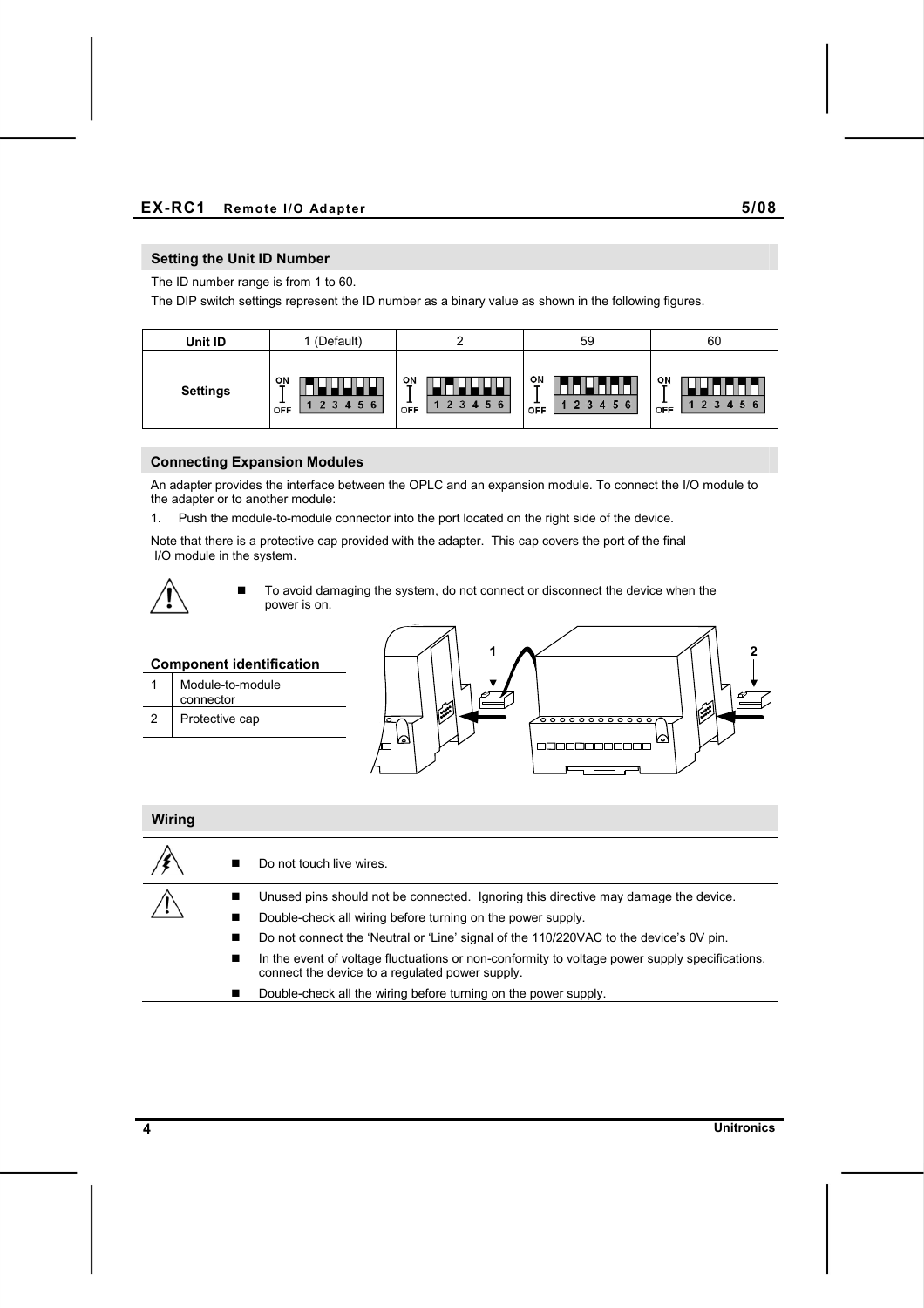## Setting the Unit ID Number

The ID number range is from 1 to 60.

The DIP switch settings represent the ID number as a binary value as shown in the following figures.

| Unit ID | 1 (Default) | 2 | 59 | 60 |
|---|---|---|---|---|
| Settings | | | | |

## Connecting Expansion Modules

An adapter provides the interface between the OPLC and an expansion module. To connect the I/O module to the adapter or to another module:

1. Push the module-to-module connector into the port located on the right side of the device.

Note that there is a protective cap provided with the adapter. This cap covers the port of the final I/O module in the system.

- To avoid damaging the system, do not connect or disconnect the device when the power is on.

| Component identification | |
|---|---|
| 1 | Module-to-module connector |
| 2 | Protective cap |

## Wiring

- Do not touch live wires.

- Unused pins should not be connected. Ignoring this directive may damage the device.
- Double-check all wiring before turning on the power supply.
- Do not connect the 'Neutral or 'Line' signal of the 110/220VAC to the device's 0V pin.
- In the event of voltage fluctuations or non-conformity to voltage power supply specifications, connect the device to a regulated power supply.
- Double-check all the wiring before turning on the power supply.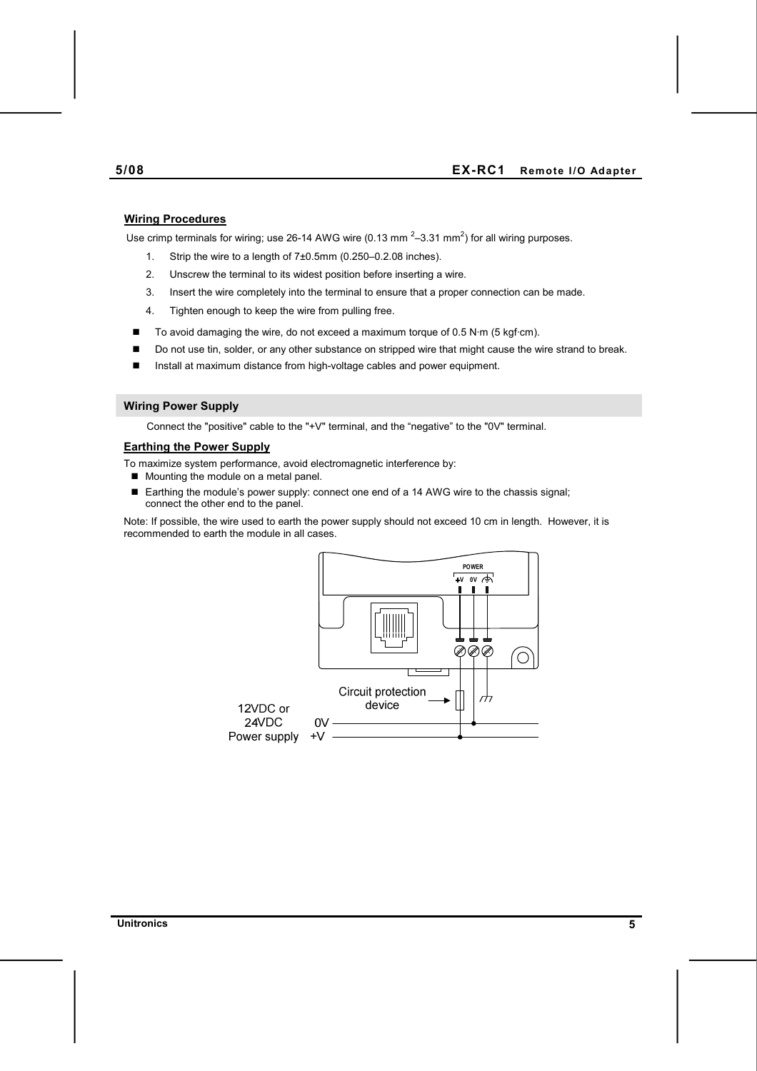#### Wiring Procedures

Use crimp terminals for wiring; use 26-14 AWG wire (0.13 mm $^2$–3.31 mm$^2$) for all wiring purposes.

1. Strip the wire to a length of 7±0.5mm (0.250–0.2.08 inches).
2. Unscrew the terminal to its widest position before inserting a wire.
3. Insert the wire completely into the terminal to ensure that a proper connection can be made.
4. Tighten enough to keep the wire from pulling free.

- To avoid damaging the wire, do not exceed a maximum torque of 0.5 N·m (5 kgf·cm).
- Do not use tin, solder, or any other substance on stripped wire that might cause the wire strand to break.
- Install at maximum distance from high-voltage cables and power equipment.

### Wiring Power Supply

Connect the "positive" cable to the "+V" terminal, and the “negative” to the "0V" terminal.

#### Earthing the Power Supply

To maximize system performance, avoid electromagnetic interference by:

- Mounting the module on a metal panel.
- Earthing the module’s power supply: connect one end of a 14 AWG wire to the chassis signal; connect the other end to the panel.

Note: If possible, the wire used to earth the power supply should not exceed 10 cm in length. However, it is recommended to earth the module in all cases.

POWER
+V 0V

Circuit protection device

12VDC or 24VDC Power supply 0V +V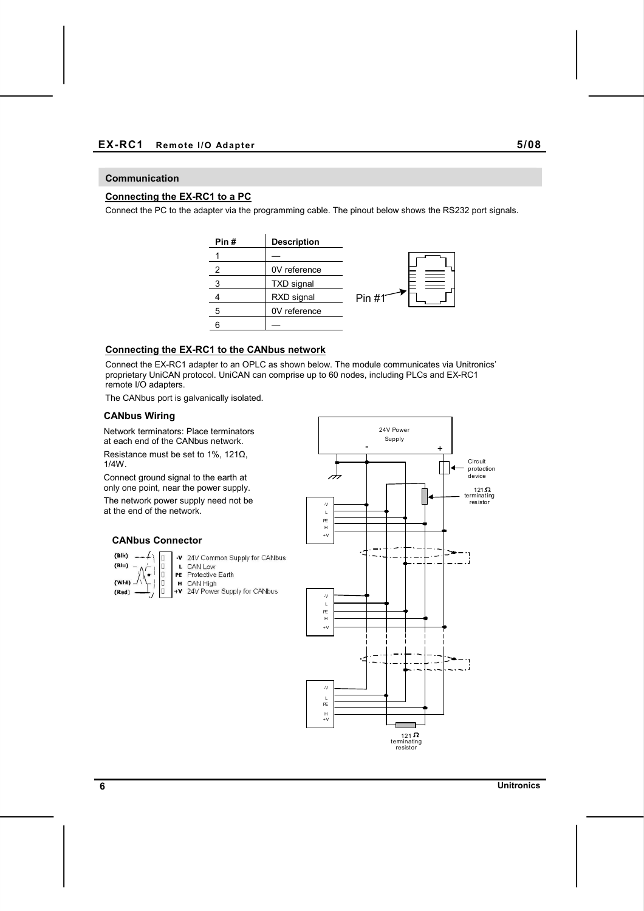## Communication

### Connecting the EX-RC1 to a PC

Connect the PC to the adapter via the programming cable. The pinout below shows the RS232 port signals.

| Pin # | Description |
|---|---|
| 1 | — |
| 2 | 0V reference |
| 3 | TXD signal |
| 4 | RXD signal |
| 5 | 0V reference |
| 6 | — |

Pin #1

### Connecting the EX-RC1 to the CANbus network

Connect the EX-RC1 adapter to an OPLC as shown below. The module communicates via Unitronics' proprietary UniCAN protocol. UniCAN can comprise up to 60 nodes, including PLCs and EX-RC1 remote I/O adapters.

The CANbus port is galvanically isolated.

### CANbus Wiring

Network terminators: Place terminators at each end of the CANbus network.

Resistance must be set to 1%, 121Ω, 1/4W.

Connect ground signal to the earth at only one point, near the power supply.

The network power supply need not be at the end of the network.

### CANbus Connector

| Wire | Pin | Description |
|---|---|---|
| (Blk) | -V | 24V Common Supply for CANbus |
| (Blu) | L | CAN Low |
| | PE | Protective Earth |
| (Wht) | H | CAN High |
| (Red) | +V | 24V Power Supply for CANbus |

24V Power Supply

Circuit protection device

121 Ω terminating resistor

121 Ω terminating resistor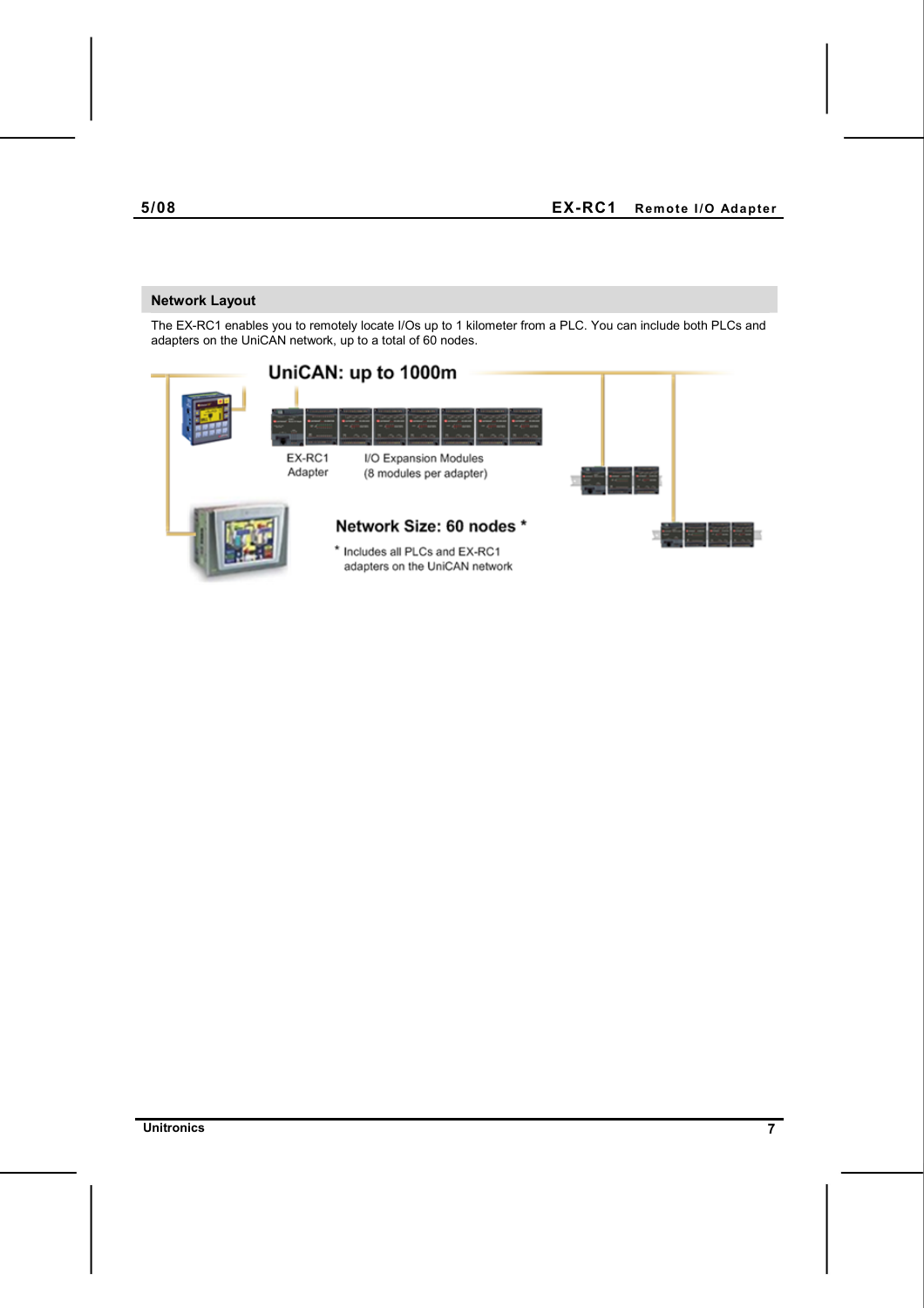## Network Layout

The EX-RC1 enables you to remotely locate I/Os up to 1 kilometer from a PLC. You can include both PLCs and adapters on the UniCAN network, up to a total of 60 nodes.

UniCAN: up to 1000m

EX-RC1 Adapter

I/O Expansion Modules (8 modules per adapter)

Network Size: 60 nodes *

* Includes all PLCs and EX-RC1 adapters on the UniCAN network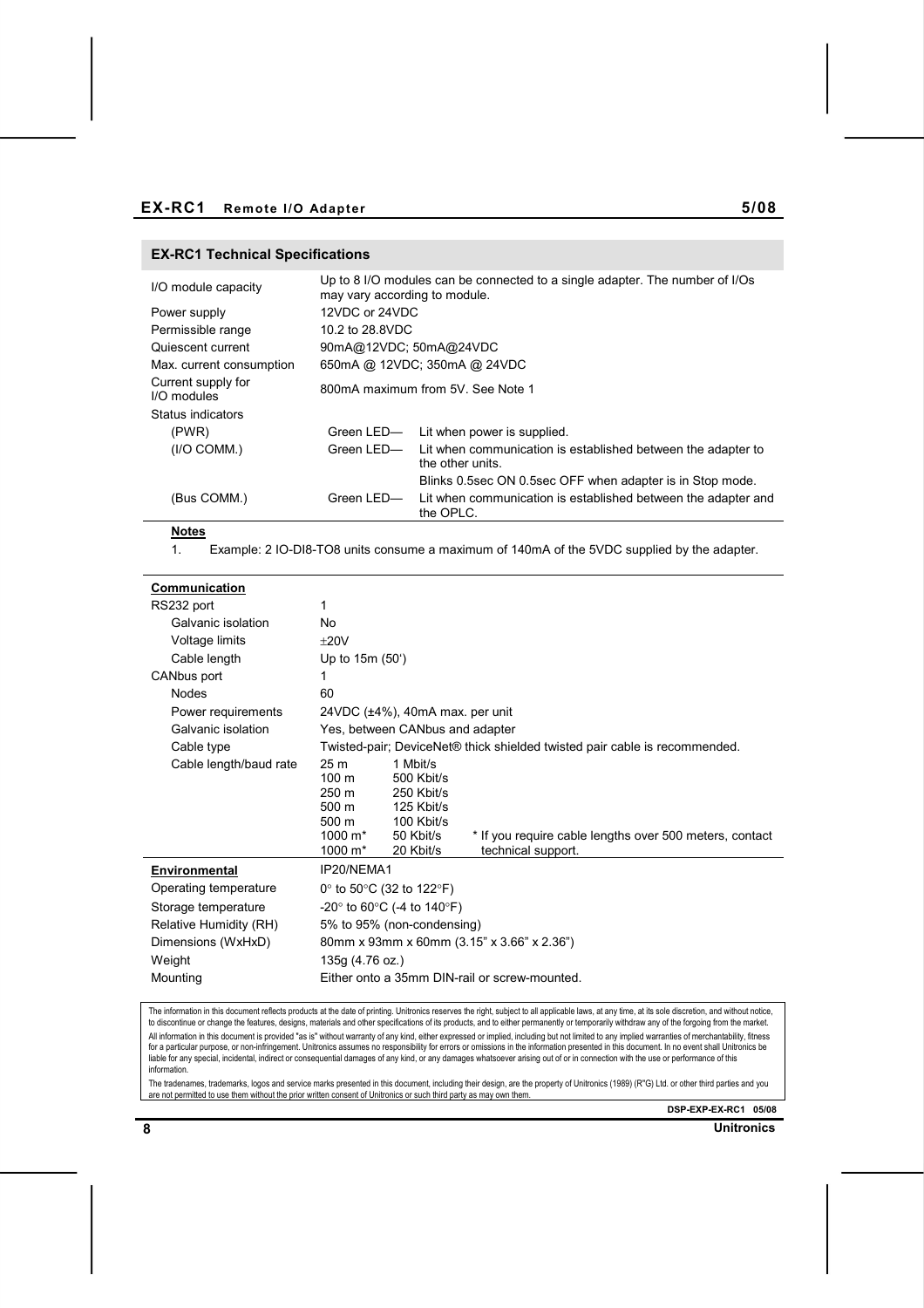## EX-RC1 Technical Specifications

| | | |
|---|---|---|
| I/O module capacity | Up to 8 I/O modules can be connected to a single adapter. The number of I/Os may vary according to module. | |
| Power supply | 12VDC or 24VDC | |
| Permissible range | 10.2 to 28.8VDC | |
| Quiescent current | 90mA@12VDC; 50mA@24VDC | |
| Max. current consumption | 650mA @ 12VDC; 350mA @ 24VDC | |
| Current supply for I/O modules | 800mA maximum from 5V. See Note 1 | |
| Status indicators | | |
| (PWR) | Green LED— | Lit when power is supplied. |
| (I/O COMM.) | Green LED— | Lit when communication is established between the adapter to the other units. Blinks 0.5sec ON 0.5sec OFF when adapter is in Stop mode. |
| (Bus COMM.) | Green LED— | Lit when communication is established between the adapter and the OPLC. |

**Notes**

1. Example: 2 IO-DI8-TO8 units consume a maximum of 140mA of the 5VDC supplied by the adapter.

| | | | |
|---|---|---|---|
| **Communication** | | | |
| RS232 port | 1 | | |
| Galvanic isolation | No | | |
| Voltage limits | ±20V | | |
| Cable length | Up to 15m (50') | | |
| CANbus port | 1 | | |
| Nodes | 60 | | |
| Power requirements | 24VDC (±4%), 40mA max. per unit | | |
| Galvanic isolation | Yes, between CANbus and adapter | | |
| Cable type | Twisted-pair; DeviceNet® thick shielded twisted pair cable is recommended. | | |
| Cable length/baud rate | 25 m | 1 Mbit/s | |
| | 100 m | 500 Kbit/s | |
| | 250 m | 250 Kbit/s | |
| | 500 m | 125 Kbit/s | |
| | 500 m | 100 Kbit/s | |
| | 1000 m* | 50 Kbit/s | * If you require cable lengths over 500 meters, contact technical support. |
| | 1000 m* | 20 Kbit/s | |
| **Environmental** | IP20/NEMA1 | | |
| Operating temperature | 0° to 50°C (32 to 122°F) | | |
| Storage temperature | -20° to 60°C (-4 to 140°F) | | |
| Relative Humidity (RH) | 5% to 95% (non-condensing) | | |
| Dimensions (WxHxD) | 80mm x 93mm x 60mm (3.15" x 3.66" x 2.36") | | |
| Weight | 135g (4.76 oz.) | | |
| Mounting | Either onto a 35mm DIN-rail or screw-mounted. | | |

The information in this document reflects products at the date of printing. Unitronics reserves the right, subject to all applicable laws, at any time, at its sole discretion, and without notice, to discontinue or change the features, designs, materials and other specifications of its products, and to either permanently or temporarily withdraw any of the forgoing from the market.
All information in this document is provided "as is" without warranty of any kind, either expressed or implied, including but not limited to any implied warranties of merchantability, fitness for a particular purpose, or non-infringement. Unitronics assumes no responsibility for errors or omissions in the information presented in this document. In no event shall Unitronics be liable for any special, incidental, indirect or consequential damages of any kind, or any damages whatsoever arising out of or in connection with the use or performance of this information.
The tradenames, trademarks, logos and service marks presented in this document, including their design, are the property of Unitronics (1989) (R"G) Ltd. or other third parties and you are not permitted to use them without the prior written consent of Unitronics or such third party as may own them.

DSP-EXP-EX-RC1 05/08